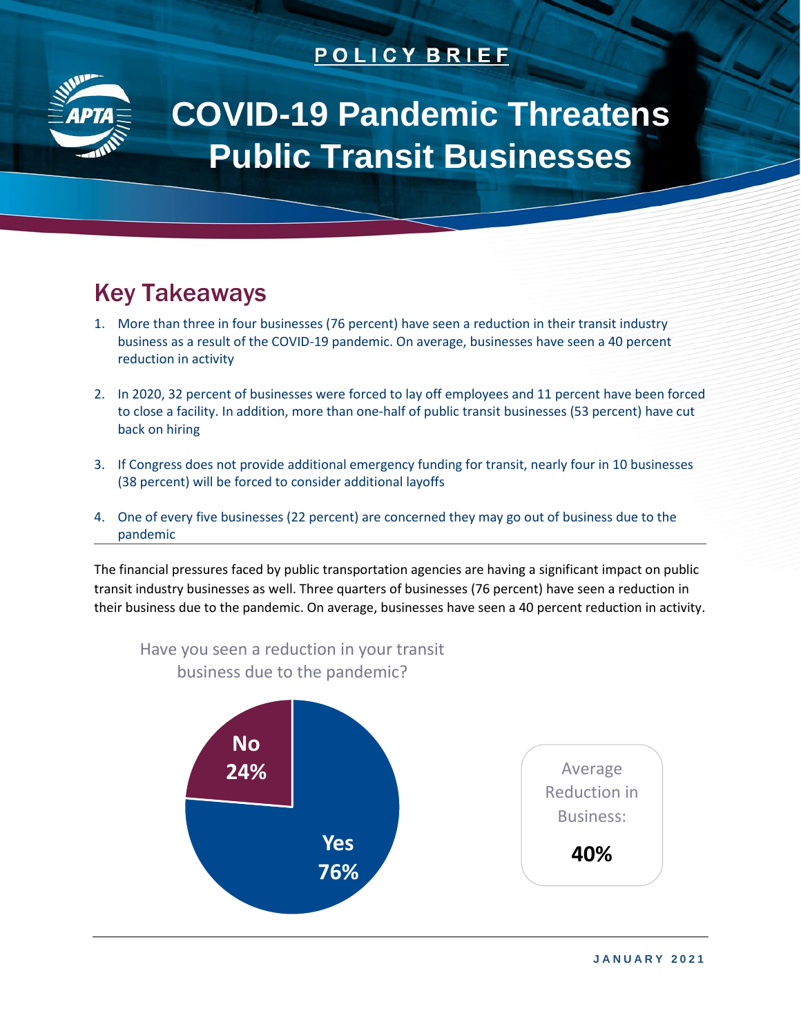**POLICY BRIEF**

# COVID-19 Pandemic Threatens Public Transit Businesses

## Key Takeaways

1. More than three in four businesses (76 percent) have seen a reduction in their transit industry business as a result of the COVID-19 pandemic. On average, businesses have seen a 40 percent reduction in activity
2. In 2020, 32 percent of businesses were forced to lay off employees and 11 percent have been forced to close a facility. In addition, more than one-half of public transit businesses (53 percent) have cut back on hiring
3. If Congress does not provide additional emergency funding for transit, nearly four in 10 businesses (38 percent) will be forced to consider additional layoffs
4. One of every five businesses (22 percent) are concerned they may go out of business due to the pandemic

The financial pressures faced by public transportation agencies are having a significant impact on public transit industry businesses as well. Three quarters of businesses (76 percent) have seen a reduction in their business due to the pandemic. On average, businesses have seen a 40 percent reduction in activity.

Have you seen a reduction in your transit business due to the pandemic?

| Response | Percent |
| --- | --- |
| Yes | 76% |
| No | 24% |

Average Reduction in Business:

**40%**

JANUARY 2021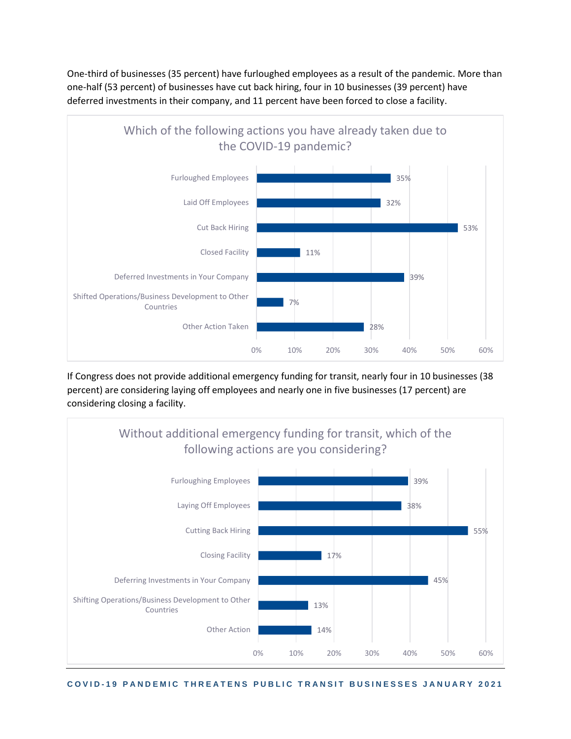One-third of businesses (35 percent) have furloughed employees as a result of the pandemic. More than one-half (53 percent) of businesses have cut back hiring, four in 10 businesses (39 percent) have deferred investments in their company, and 11 percent have been forced to close a facility.

**Which of the following actions you have already taken due to the COVID-19 pandemic?**

| Action | Percent |
| --- | --- |
| Furloughed Employees | 35% |
| Laid Off Employees | 32% |
| Cut Back Hiring | 53% |
| Closed Facility | 11% |
| Deferred Investments in Your Company | 39% |
| Shifted Operations/Business Development to Other Countries | 7% |
| Other Action Taken | 28% |

If Congress does not provide additional emergency funding for transit, nearly four in 10 businesses (38 percent) are considering laying off employees and nearly one in five businesses (17 percent) are considering closing a facility.

**Without additional emergency funding for transit, which of the following actions are you considering?**

| Action | Percent |
| --- | --- |
| Furloughing Employees | 39% |
| Laying Off Employees | 38% |
| Cutting Back Hiring | 55% |
| Closing Facility | 17% |
| Deferring Investments in Your Company | 45% |
| Shifting Operations/Business Development to Other Countries | 13% |
| Other Action | 14% |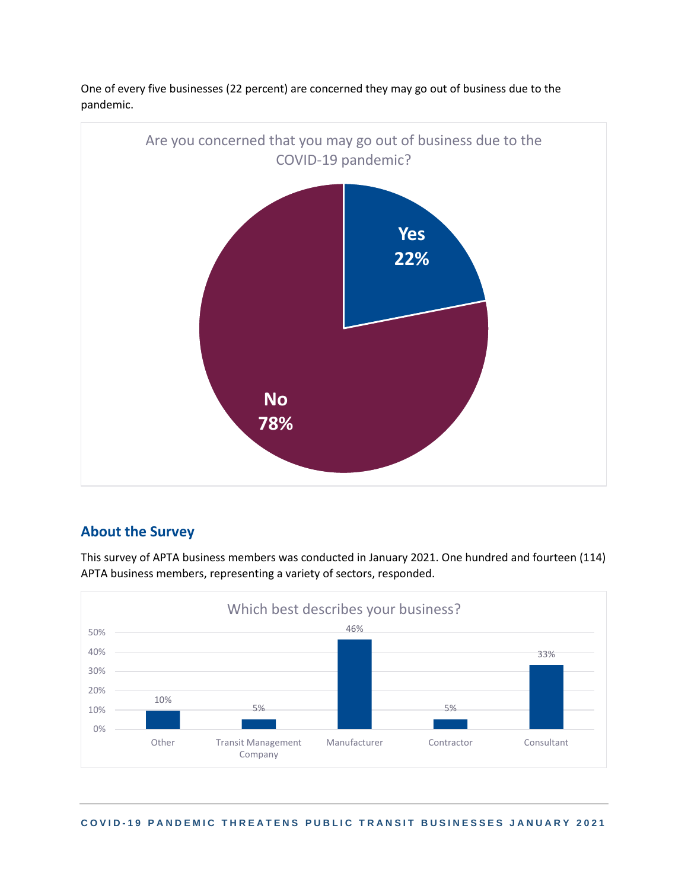One of every five businesses (22 percent) are concerned they may go out of business due to the pandemic.

Are you concerned that you may go out of business due to the COVID-19 pandemic?

| Response | Percent |
|---|---|
| Yes | 22% |
| No | 78% |

## About the Survey

This survey of APTA business members was conducted in January 2021. One hundred and fourteen (114) APTA business members, representing a variety of sectors, responded.

Which best describes your business?

| Business type | Percent |
|---|---|
| Other | 10% |
| Transit Management Company | 5% |
| Manufacturer | 46% |
| Contractor | 5% |
| Consultant | 33% |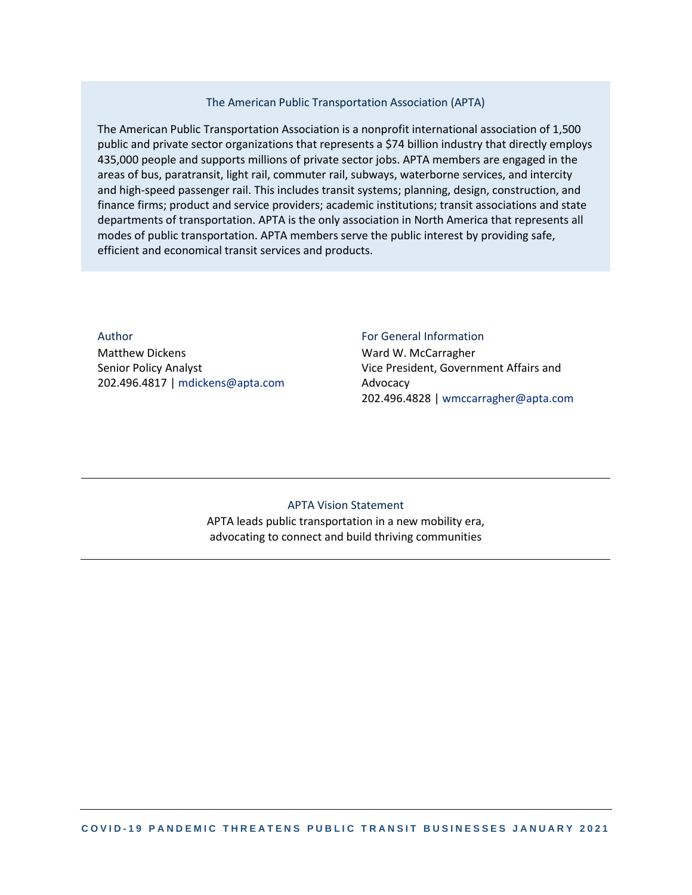## The American Public Transportation Association (APTA)

The American Public Transportation Association is a nonprofit international association of 1,500 public and private sector organizations that represents a $74 billion industry that directly employs 435,000 people and supports millions of private sector jobs. APTA members are engaged in the areas of bus, paratransit, light rail, commuter rail, subways, waterborne services, and intercity and high-speed passenger rail. This includes transit systems; planning, design, construction, and finance firms; product and service providers; academic institutions; transit associations and state departments of transportation. APTA is the only association in North America that represents all modes of public transportation. APTA members serve the public interest by providing safe, efficient and economical transit services and products.

**Author**
Matthew Dickens
Senior Policy Analyst
202.496.4817 | mdickens@apta.com

**For General Information**
Ward W. McCarragher
Vice President, Government Affairs and Advocacy
202.496.4828 | wmccarragher@apta.com

---

**APTA Vision Statement**
APTA leads public transportation in a new mobility era, advocating to connect and build thriving communities

---